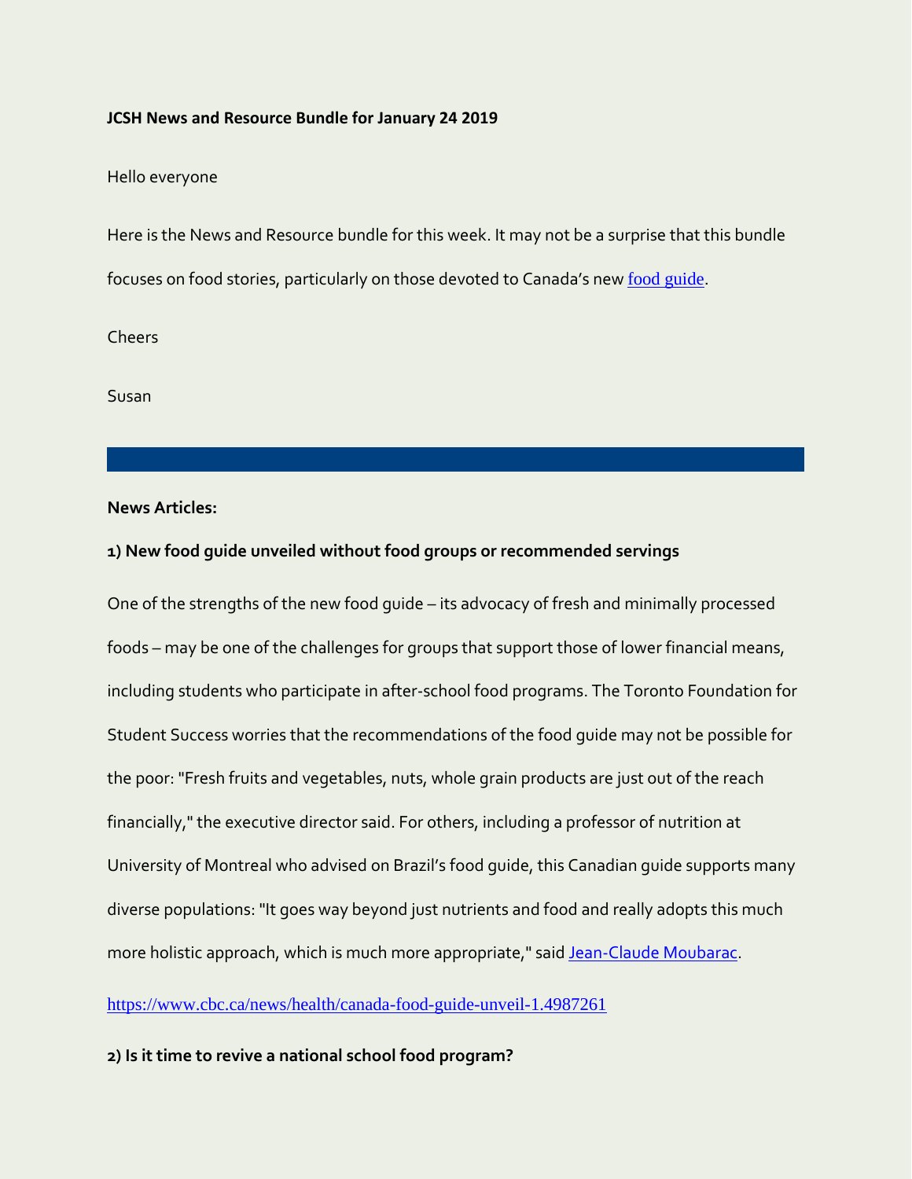**JCSH News and Resource Bundle for January 24 2019**

Hello everyone

Here is the News and Resource bundle for this week. It may not be a surprise that this bundle focuses on food stories, particularly on those devoted to Canada's new [food guide](food guide).

Cheers

Susan

---

**News Articles:**

**1) New food guide unveiled without food groups or recommended servings**

One of the strengths of the new food guide – its advocacy of fresh and minimally processed foods – may be one of the challenges for groups that support those of lower financial means, including students who participate in after-school food programs. The Toronto Foundation for Student Success worries that the recommendations of the food guide may not be possible for the poor: "Fresh fruits and vegetables, nuts, whole grain products are just out of the reach financially," the executive director said. For others, including a professor of nutrition at University of Montreal who advised on Brazil's food guide, this Canadian guide supports many diverse populations: "It goes way beyond just nutrients and food and really adopts this much more holistic approach, which is much more appropriate," said Jean-Claude Moubarac.

https://www.cbc.ca/news/health/canada-food-guide-unveil-1.4987261

**2) Is it time to revive a national school food program?**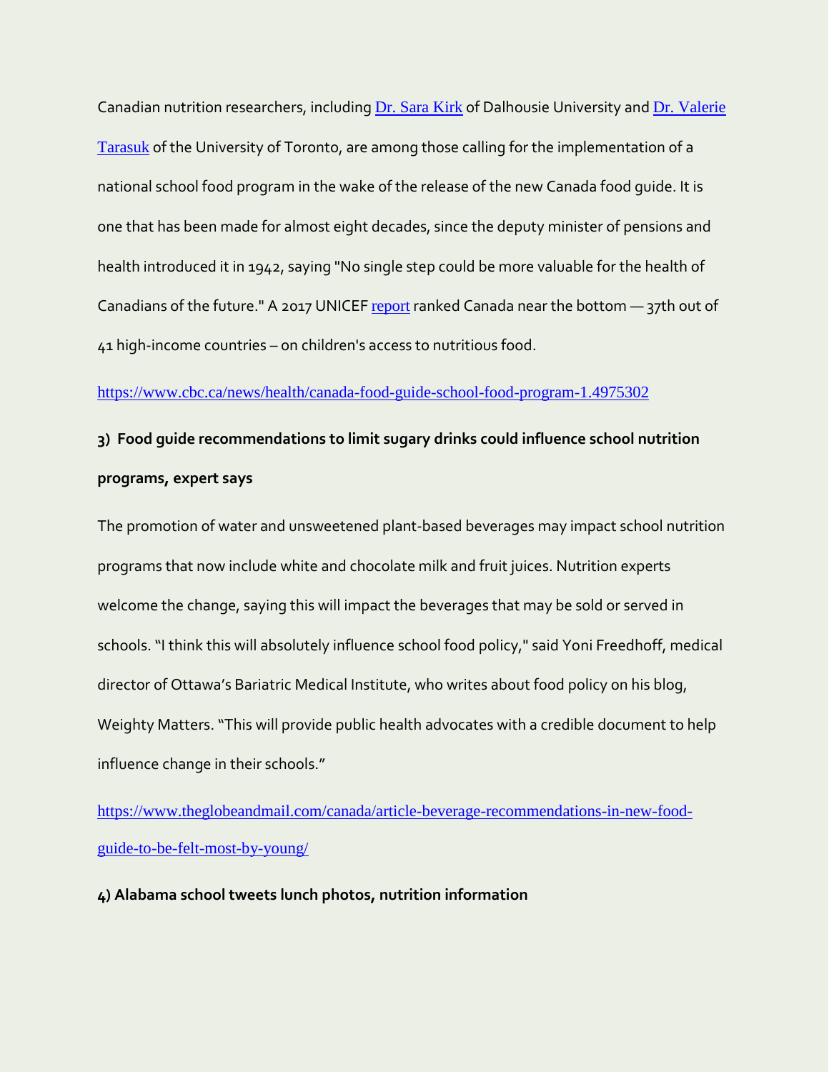Canadian nutrition researchers, including [Dr. Sara Kirk](#) of Dalhousie University and [Dr. Valerie Tarasuk](#) of the University of Toronto, are among those calling for the implementation of a national school food program in the wake of the release of the new Canada food guide. It is one that has been made for almost eight decades, since the deputy minister of pensions and health introduced it in 1942, saying "No single step could be more valuable for the health of Canadians of the future." A 2017 UNICEF [report](#) ranked Canada near the bottom — 37th out of 41 high-income countries – on children's access to nutritious food.

https://www.cbc.ca/news/health/canada-food-guide-school-food-program-1.4975302

**3) Food guide recommendations to limit sugary drinks could influence school nutrition programs, expert says**

The promotion of water and unsweetened plant-based beverages may impact school nutrition programs that now include white and chocolate milk and fruit juices. Nutrition experts welcome the change, saying this will impact the beverages that may be sold or served in schools. "I think this will absolutely influence school food policy," said Yoni Freedhoff, medical director of Ottawa's Bariatric Medical Institute, who writes about food policy on his blog, Weighty Matters. "This will provide public health advocates with a credible document to help influence change in their schools."

https://www.theglobeandmail.com/canada/article-beverage-recommendations-in-new-food-guide-to-be-felt-most-by-young/

**4) Alabama school tweets lunch photos, nutrition information**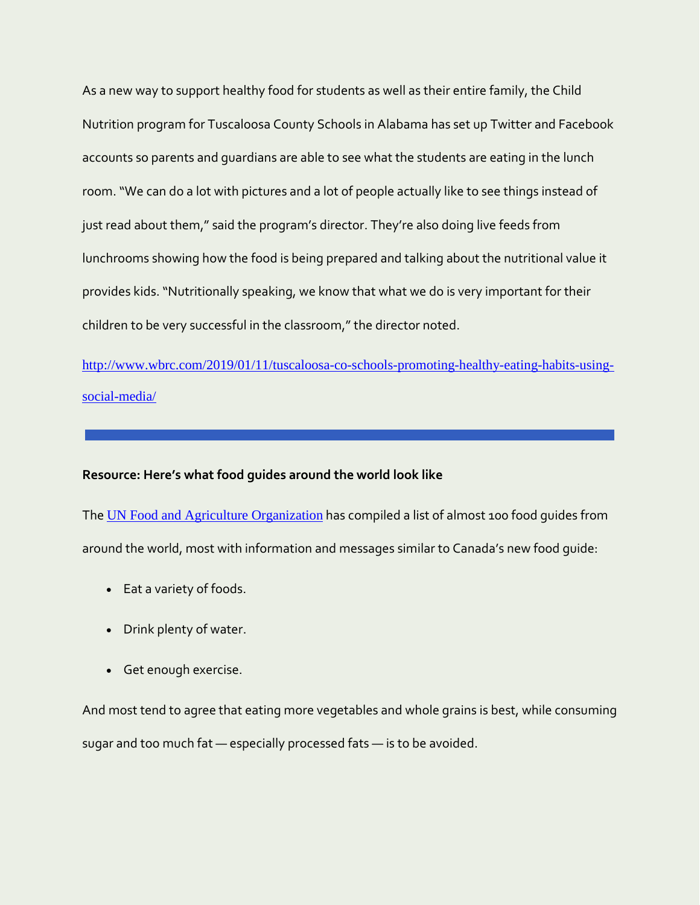As a new way to support healthy food for students as well as their entire family, the Child Nutrition program for Tuscaloosa County Schools in Alabama has set up Twitter and Facebook accounts so parents and guardians are able to see what the students are eating in the lunch room. "We can do a lot with pictures and a lot of people actually like to see things instead of just read about them," said the program's director. They're also doing live feeds from lunchrooms showing how the food is being prepared and talking about the nutritional value it provides kids. "Nutritionally speaking, we know that what we do is very important for their children to be very successful in the classroom," the director noted.

http://www.wbrc.com/2019/01/11/tuscaloosa-co-schools-promoting-healthy-eating-habits-using-social-media/

---

**Resource: Here's what food guides around the world look like**

The UN Food and Agriculture Organization has compiled a list of almost 100 food guides from around the world, most with information and messages similar to Canada's new food guide:

- Eat a variety of foods.
- Drink plenty of water.
- Get enough exercise.

And most tend to agree that eating more vegetables and whole grains is best, while consuming sugar and too much fat — especially processed fats — is to be avoided.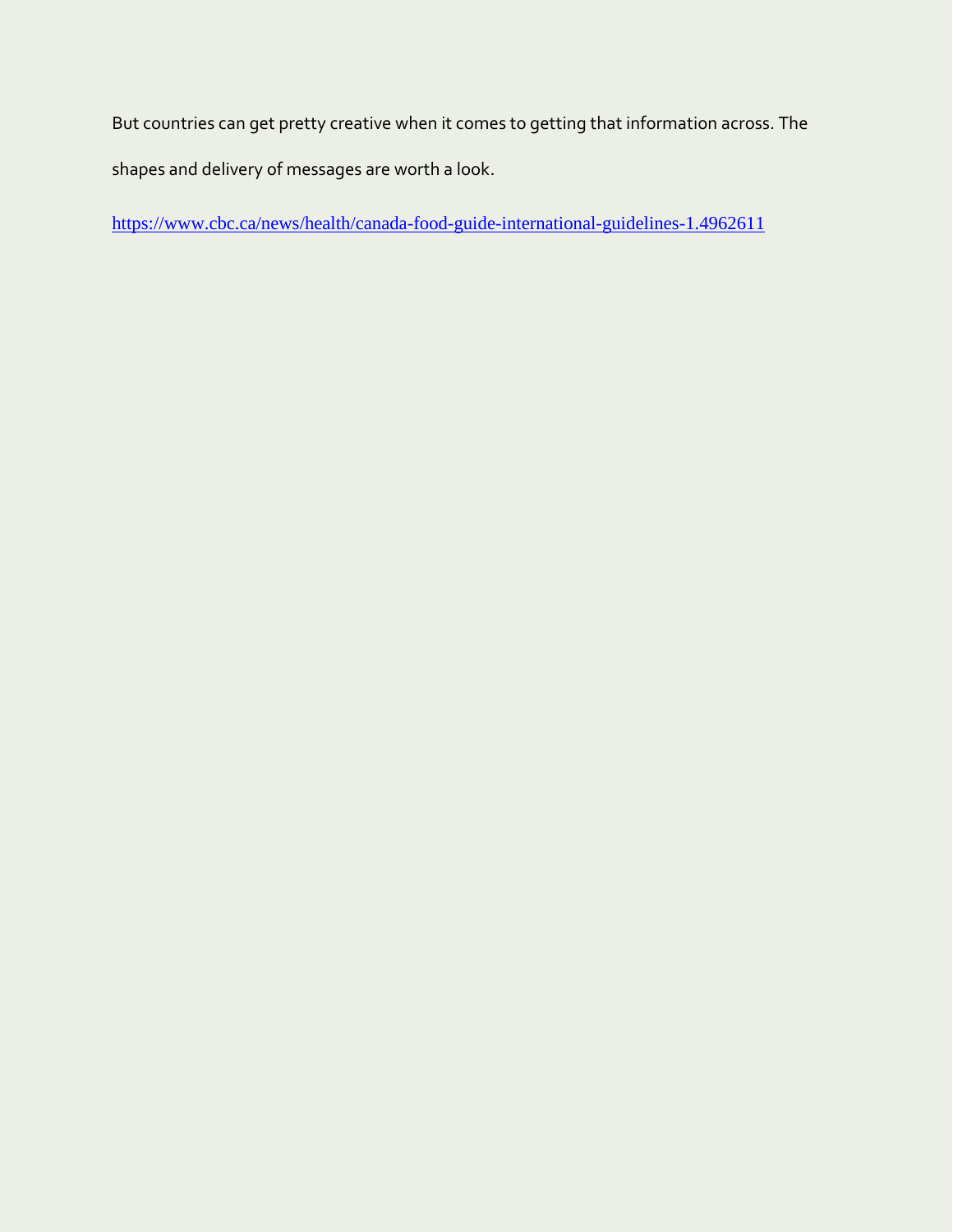But countries can get pretty creative when it comes to getting that information across. The shapes and delivery of messages are worth a look.

https://www.cbc.ca/news/health/canada-food-guide-international-guidelines-1.4962611